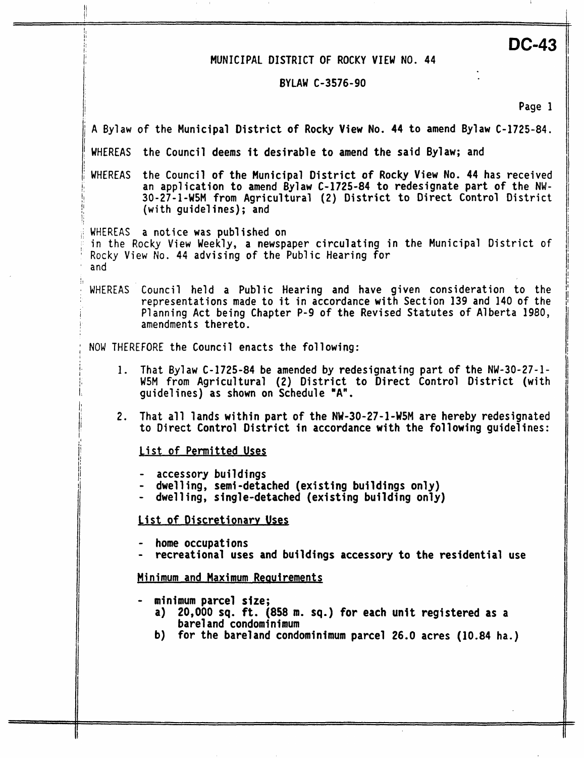**DC-43**

MUNICIPAL DISTRICT OF ROCKY VIEW NO. 44

BYLAW C-3576-90

A Bylaw of the Municipal District of Rocky View No. 44 to amend Bylaw C-1725-84.

WHEREAS the Council deems it desirable to amend the said Bylaw; and

WHEREAS the Council of the Municipal District of Rocky View No. 44 has received an application to amend Bylaw C-1725-84 to redesignate part of the NW-30-27-1-W5M from Agricultural (2) District to Direct Control District (with guidelines); and

WHEREAS a notice was published on
in the Rocky View Weekly, a newspaper circulating in the Municipal District of Rocky View No. 44 advising of the Public Hearing for
and

WHEREAS Council held a Public Hearing and have given consideration to the representations made to it in accordance with Section 139 and 140 of the Planning Act being Chapter P-9 of the Revised Statutes of Alberta 1980, amendments thereto.

NOW THEREFORE the Council enacts the following:

1. That Bylaw C-1725-84 be amended by redesignating part of the NW-30-27-1-W5M from Agricultural (2) District to Direct Control District (with guidelines) as shown on Schedule "A".

2. That all lands within part of the NW-30-27-1-W5M are hereby redesignated to Direct Control District in accordance with the following guidelines:

   List of Permitted Uses

   - accessory buildings
   - dwelling, semi-detached (existing buildings only)
   - dwelling, single-detached (existing building only)

   List of Discretionary Uses

   - home occupations
   - recreational uses and buildings accessory to the residential use

   Minimum and Maximum Requirements

   - minimum parcel size;
     a) 20,000 sq. ft. (858 m. sq.) for each unit registered as a bareland condominimum
     b) for the bareland condominimum parcel 26.0 acres (10.84 ha.)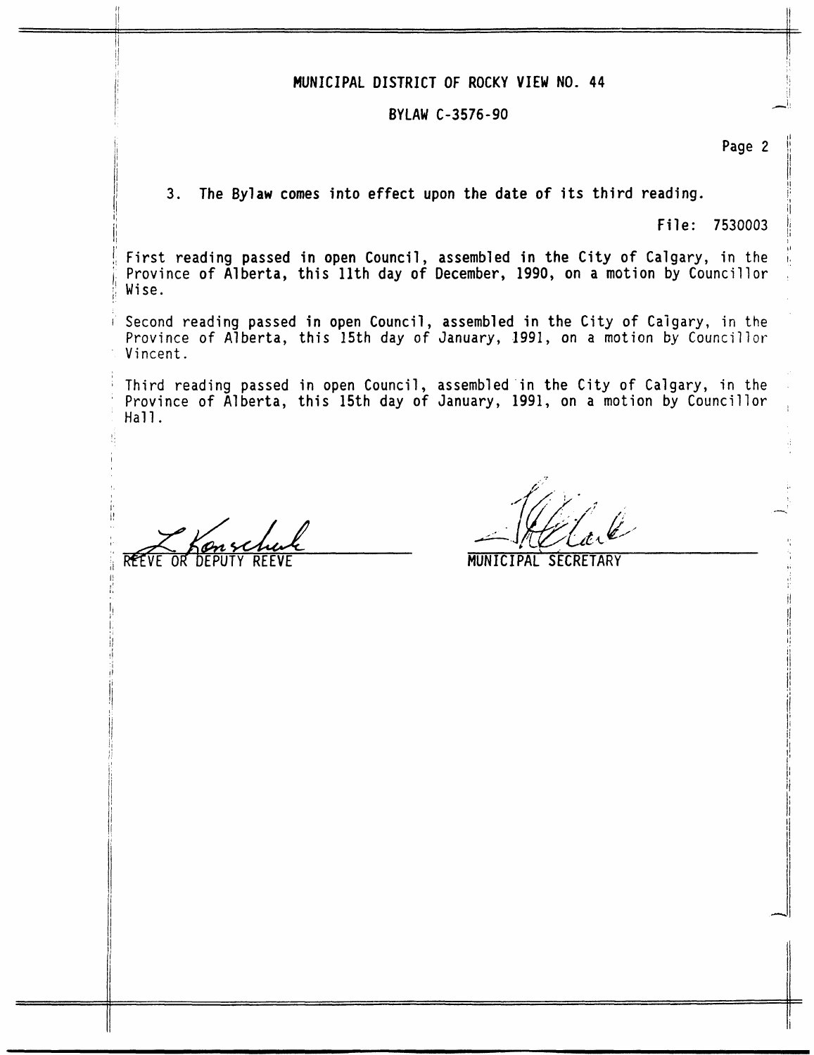MUNICIPAL DISTRICT OF ROCKY VIEW NO. 44

BYLAW C-3576-90

3. The Bylaw comes into effect upon the date of its third reading.

File: 7530003

First reading passed in open Council, assembled in the City of Calgary, in the Province of Alberta, this 11th day of December, 1990, on a motion by Councillor Wise.

Second reading passed in open Council, assembled in the City of Calgary, in the Province of Alberta, this 15th day of January, 1991, on a motion by Councillor Vincent.

Third reading passed in open Council, assembled in the City of Calgary, in the Province of Alberta, this 15th day of January, 1991, on a motion by Councillor Hall.

L. Konschuk
REEVE OR DEPUTY REEVE

MUNICIPAL SECRETARY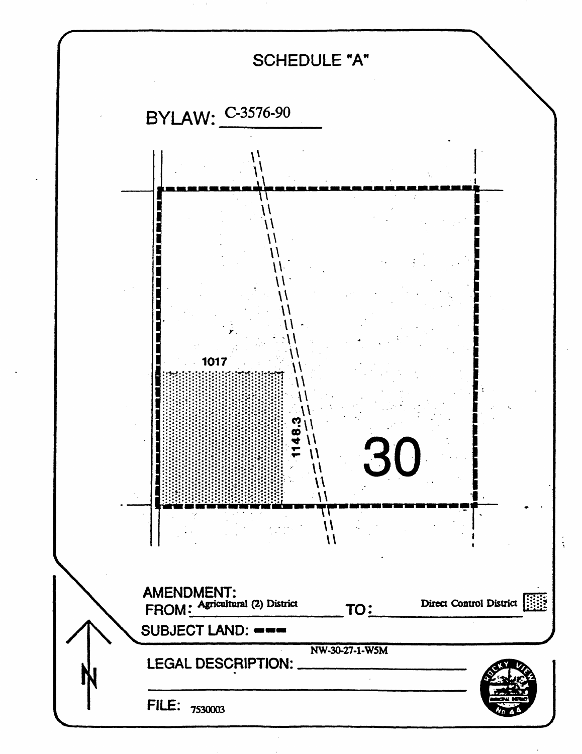# SCHEDULE "A"

BYLAW: C-3576-90

1017

1148.3

30

AMENDMENT:
FROM: Agricultural (2) District TO: Direct Control District

SUBJECT LAND:

LEGAL DESCRIPTION: NW-30-27-1-W5M

FILE: 7530003

N